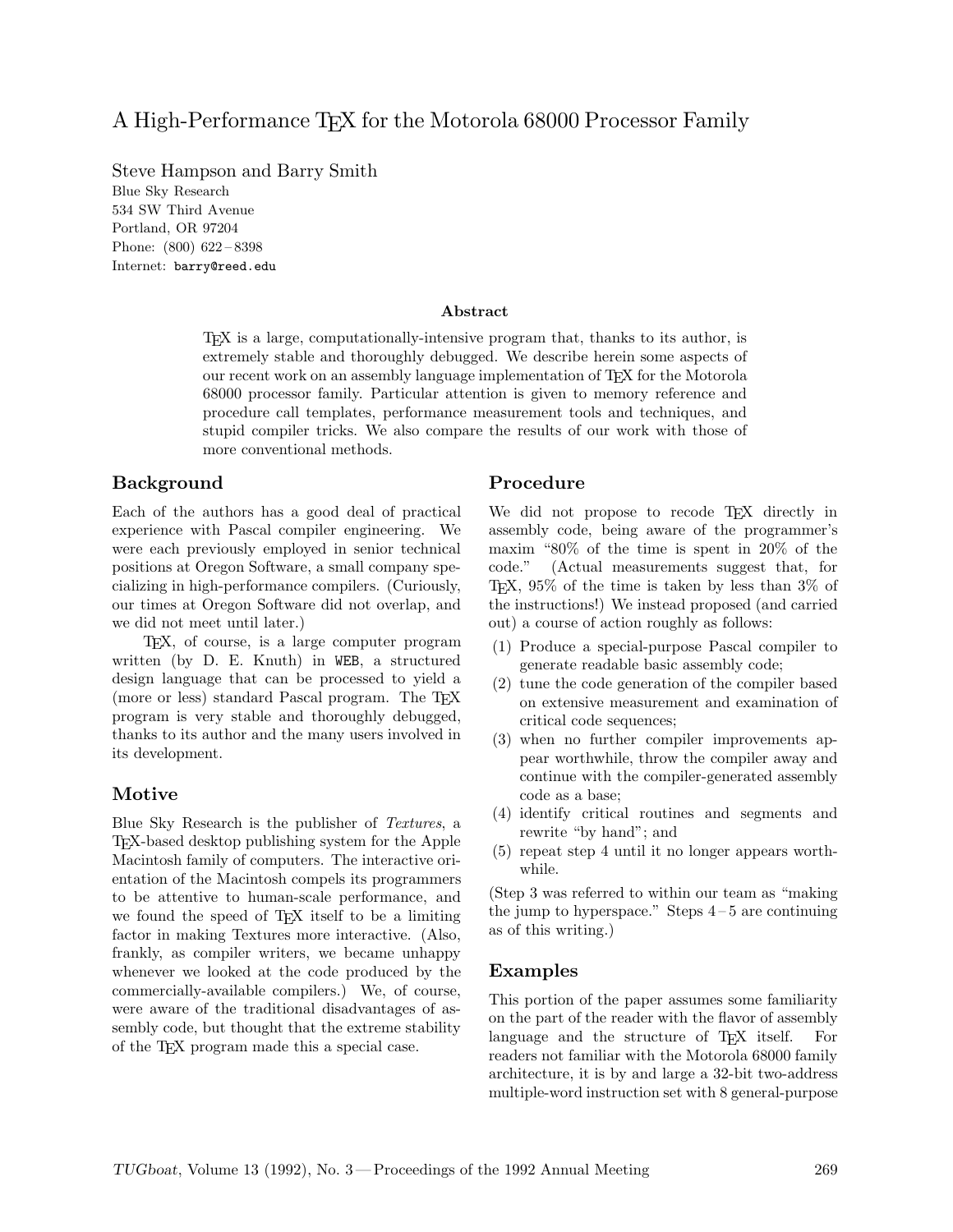# A High-Performance TEX for the Motorola 68000 Processor Family

Steve Hampson and Barry Smith
Blue Sky Research
534 SW Third Avenue
Portland, OR 97204
Phone: (800) 622 – 8398
Internet: barry@reed.edu

### Abstract

TEX is a large, computationally-intensive program that, thanks to its author, is extremely stable and thoroughly debugged. We describe herein some aspects of our recent work on an assembly language implementation of TEX for the Motorola 68000 processor family. Particular attention is given to memory reference and procedure call templates, performance measurement tools and techniques, and stupid compiler tricks. We also compare the results of our work with those of more conventional methods.

## Background

Each of the authors has a good deal of practical experience with Pascal compiler engineering. We were each previously employed in senior technical positions at Oregon Software, a small company specializing in high-performance compilers. (Curiously, our times at Oregon Software did not overlap, and we did not meet until later.)

TEX, of course, is a large computer program written (by D. E. Knuth) in WEB, a structured design language that can be processed to yield a (more or less) standard Pascal program. The TEX program is very stable and thoroughly debugged, thanks to its author and the many users involved in its development.

## Motive

Blue Sky Research is the publisher of *Textures*, a TEX-based desktop publishing system for the Apple Macintosh family of computers. The interactive orientation of the Macintosh compels its programmers to be attentive to human-scale performance, and we found the speed of TEX itself to be a limiting factor in making Textures more interactive. (Also, frankly, as compiler writers, we became unhappy whenever we looked at the code produced by the commercially-available compilers.) We, of course, were aware of the traditional disadvantages of assembly code, but thought that the extreme stability of the TEX program made this a special case.

## Procedure

We did not propose to recode TEX directly in assembly code, being aware of the programmer's maxim "80% of the time is spent in 20% of the code." (Actual measurements suggest that, for TEX, 95% of the time is taken by less than 3% of the instructions!) We instead proposed (and carried out) a course of action roughly as follows:

(1) Produce a special-purpose Pascal compiler to generate readable basic assembly code;
(2) tune the code generation of the compiler based on extensive measurement and examination of critical code sequences;
(3) when no further compiler improvements appear worthwhile, throw the compiler away and continue with the compiler-generated assembly code as a base;
(4) identify critical routines and segments and rewrite "by hand"; and
(5) repeat step 4 until it no longer appears worthwhile.

(Step 3 was referred to within our team as "making the jump to hyperspace." Steps 4 – 5 are continuing as of this writing.)

## Examples

This portion of the paper assumes some familiarity on the part of the reader with the flavor of assembly language and the structure of TEX itself. For readers not familiar with the Motorola 68000 family architecture, it is by and large a 32-bit two-address multiple-word instruction set with 8 general-purpose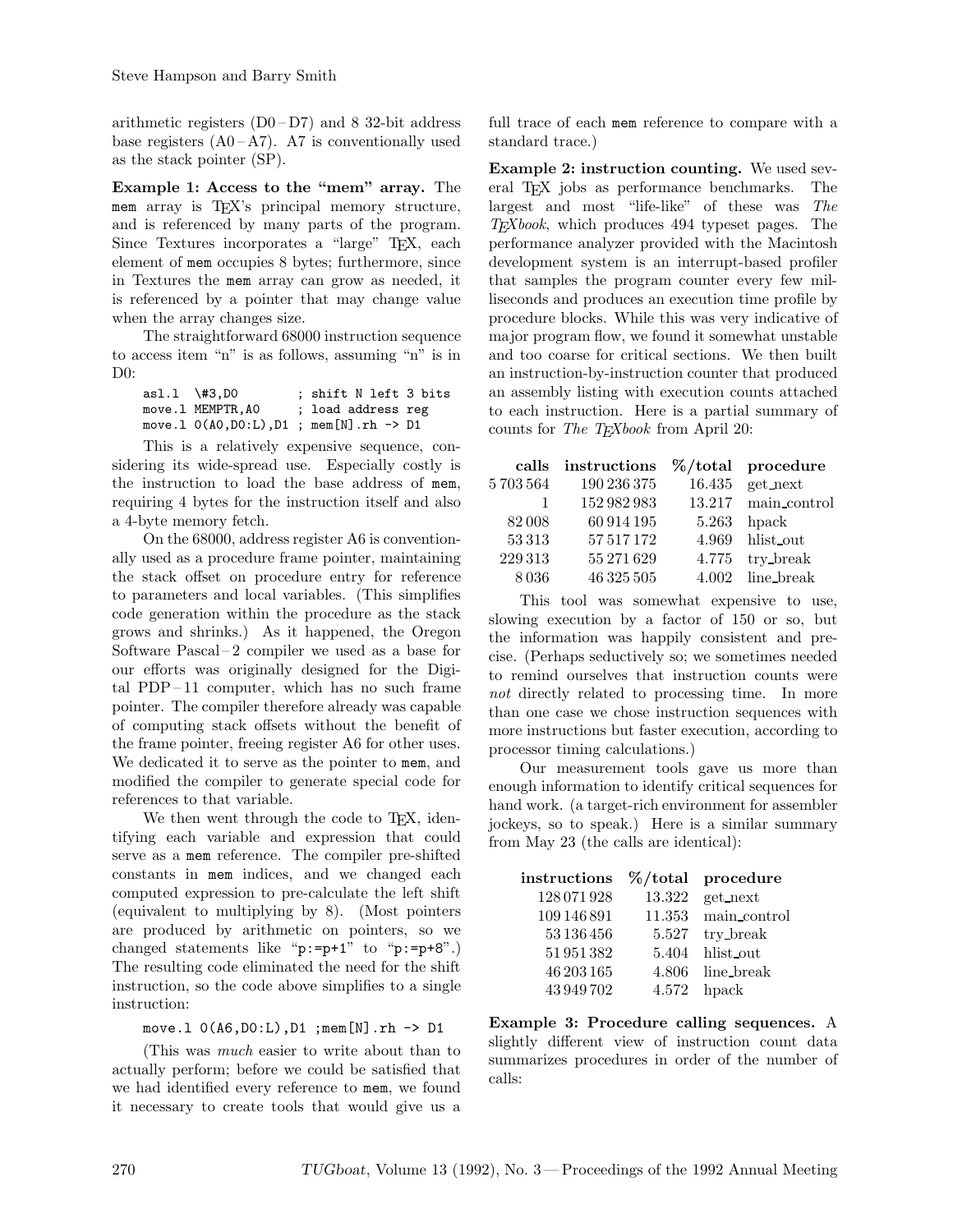arithmetic registers (D0 – D7) and 8 32-bit address base registers (A0 – A7). A7 is conventionally used as the stack pointer (SP).

**Example 1: Access to the "mem" array.** The mem array is TeX's principal memory structure, and is referenced by many parts of the program. Since Textures incorporates a "large" TeX, each element of mem occupies 8 bytes; furthermore, since in Textures the mem array can grow as needed, it is referenced by a pointer that may change value when the array changes size.

The straightforward 68000 instruction sequence to access item "n" is as follows, assuming "n" is in D0:

```
asl.l  \#3,D0          ; shift N left 3 bits
move.l MEMPTR,A0       ; load address reg
move.l 0(A0,D0:L),D1 ; mem[N].rh -> D1
```

This is a relatively expensive sequence, considering its wide-spread use. Especially costly is the instruction to load the base address of mem, requiring 4 bytes for the instruction itself and also a 4-byte memory fetch.

On the 68000, address register A6 is conventionally used as a procedure frame pointer, maintaining the stack offset on procedure entry for reference to parameters and local variables. (This simplifies code generation within the procedure as the stack grows and shrinks.) As it happened, the Oregon Software Pascal – 2 compiler we used as a base for our efforts was originally designed for the Digital PDP – 11 computer, which has no such frame pointer. The compiler therefore already was capable of computing stack offsets without the benefit of the frame pointer, freeing register A6 for other uses. We dedicated it to serve as the pointer to mem, and modified the compiler to generate special code for references to that variable.

We then went through the code to TeX, identifying each variable and expression that could serve as a mem reference. The compiler pre-shifted constants in mem indices, and we changed each computed expression to pre-calculate the left shift (equivalent to multiplying by 8). (Most pointers are produced by arithmetic on pointers, so we changed statements like "p:=p+1" to "p:=p+8".) The resulting code eliminated the need for the shift instruction, so the code above simplifies to a single instruction:

```
move.l 0(A6,D0:L),D1 ;mem[N].rh -> D1
```

(This was *much* easier to write about than to actually perform; before we could be satisfied that we had identified every reference to mem, we found it necessary to create tools that would give us a full trace of each mem reference to compare with a standard trace.)

**Example 2: instruction counting.** We used several TeX jobs as performance benchmarks. The largest and most "life-like" of these was *The TeXbook*, which produces 494 typeset pages. The performance analyzer provided with the Macintosh development system is an interrupt-based profiler that samples the program counter every few milliseconds and produces an execution time profile by procedure blocks. While this was very indicative of major program flow, we found it somewhat unstable and too coarse for critical sections. We then built an instruction-by-instruction counter that produced an assembly listing with execution counts attached to each instruction. Here is a partial summary of counts for *The TeXbook* from April 20:

| calls | instructions | %/total | procedure |
|---:|---:|---:|---|
| 5 703 564 | 190 236 375 | 16.435 | get_next |
| 1 | 152 982 983 | 13.217 | main_control |
| 82 008 | 60 914 195 | 5.263 | hpack |
| 53 313 | 57 517 172 | 4.969 | hlist_out |
| 229 313 | 55 271 629 | 4.775 | try_break |
| 8 036 | 46 325 505 | 4.002 | line_break |

This tool was somewhat expensive to use, slowing execution by a factor of 150 or so, but the information was happily consistent and precise. (Perhaps seductively so; we sometimes needed to remind ourselves that instruction counts were *not* directly related to processing time. In more than one case we chose instruction sequences with more instructions but faster execution, according to processor timing calculations.)

Our measurement tools gave us more than enough information to identify critical sequences for hand work. (a target-rich environment for assembler jockeys, so to speak.) Here is a similar summary from May 23 (the calls are identical):

| instructions | %/total | procedure |
|---:|---:|---|
| 128 071 928 | 13.322 | get_next |
| 109 146 891 | 11.353 | main_control |
| 53 136 456 | 5.527 | try_break |
| 51 951 382 | 5.404 | hlist_out |
| 46 203 165 | 4.806 | line_break |
| 43 949 702 | 4.572 | hpack |

**Example 3: Procedure calling sequences.** A slightly different view of instruction count data summarizes procedures in order of the number of calls: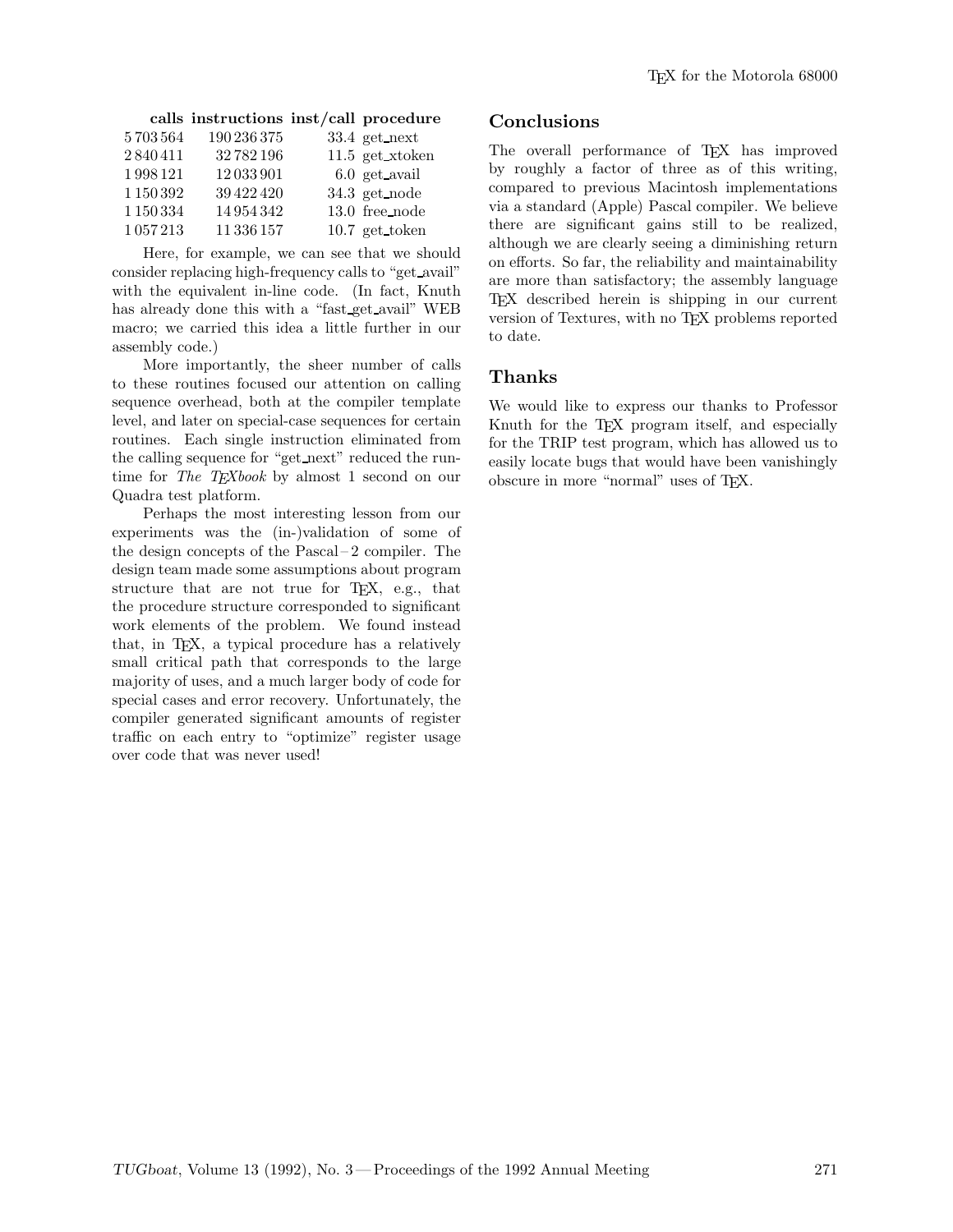| calls | instructions | inst/call | procedure |
|---|---|---|---|
| 5 703 564 | 190 236 375 | 33.4 | get_next |
| 2 840 411 | 32 782 196 | 11.5 | get_xtoken |
| 1 998 121 | 12 033 901 | 6.0 | get_avail |
| 1 150 392 | 39 422 420 | 34.3 | get_node |
| 1 150 334 | 14 954 342 | 13.0 | free_node |
| 1 057 213 | 11 336 157 | 10.7 | get_token |

Here, for example, we can see that we should consider replacing high-frequency calls to "get_avail" with the equivalent in-line code. (In fact, Knuth has already done this with a "fast_get_avail" WEB macro; we carried this idea a little further in our assembly code.)

More importantly, the sheer number of calls to these routines focused our attention on calling sequence overhead, both at the compiler template level, and later on special-case sequences for certain routines. Each single instruction eliminated from the calling sequence for "get_next" reduced the run-time for *The TEXbook* by almost 1 second on our Quadra test platform.

Perhaps the most interesting lesson from our experiments was the (in-)validation of some of the design concepts of the Pascal–2 compiler. The design team made some assumptions about program structure that are not true for TEX, e.g., that the procedure structure corresponded to significant work elements of the problem. We found instead that, in TEX, a typical procedure has a relatively small critical path that corresponds to the large majority of uses, and a much larger body of code for special cases and error recovery. Unfortunately, the compiler generated significant amounts of register traffic on each entry to "optimize" register usage over code that was never used!

## Conclusions

The overall performance of TEX has improved by roughly a factor of three as of this writing, compared to previous Macintosh implementations via a standard (Apple) Pascal compiler. We believe there are significant gains still to be realized, although we are clearly seeing a diminishing return on efforts. So far, the reliability and maintainability are more than satisfactory; the assembly language TEX described herein is shipping in our current version of Textures, with no TEX problems reported to date.

## Thanks

We would like to express our thanks to Professor Knuth for the TEX program itself, and especially for the TRIP test program, which has allowed us to easily locate bugs that would have been vanishingly obscure in more "normal" uses of TEX.